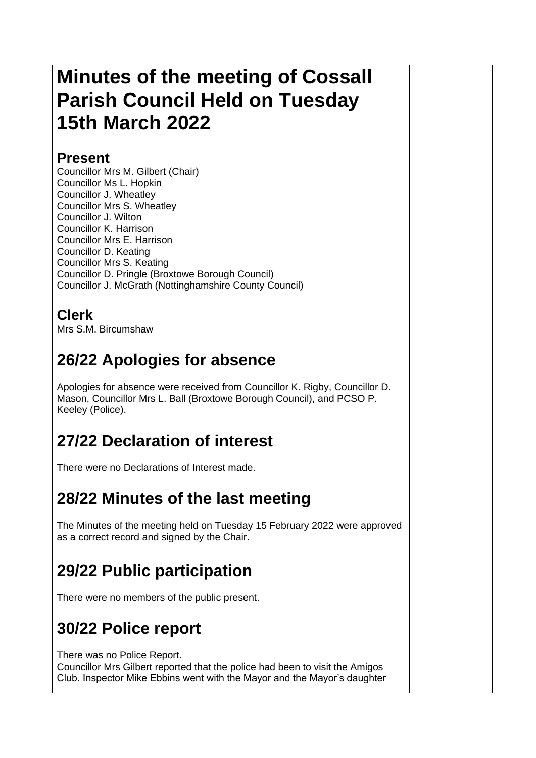# Minutes of the meeting of Cossall Parish Council Held on Tuesday 15th March 2022

## Present

Councillor Mrs M. Gilbert (Chair)
Councillor Ms L. Hopkin
Councillor J. Wheatley
Councillor Mrs S. Wheatley
Councillor J. Wilton
Councillor K. Harrison
Councillor Mrs E. Harrison
Councillor D. Keating
Councillor Mrs S. Keating
Councillor D. Pringle (Broxtowe Borough Council)
Councillor J. McGrath (Nottinghamshire County Council)

## Clerk

Mrs S.M. Bircumshaw

## 26/22 Apologies for absence

Apologies for absence were received from Councillor K. Rigby, Councillor D. Mason, Councillor Mrs L. Ball (Broxtowe Borough Council), and PCSO P. Keeley (Police).

## 27/22 Declaration of interest

There were no Declarations of Interest made.

## 28/22 Minutes of the last meeting

The Minutes of the meeting held on Tuesday 15 February 2022 were approved as a correct record and signed by the Chair.

## 29/22 Public participation

There were no members of the public present.

## 30/22 Police report

There was no Police Report.
Councillor Mrs Gilbert reported that the police had been to visit the Amigos Club. Inspector Mike Ebbins went with the Mayor and the Mayor's daughter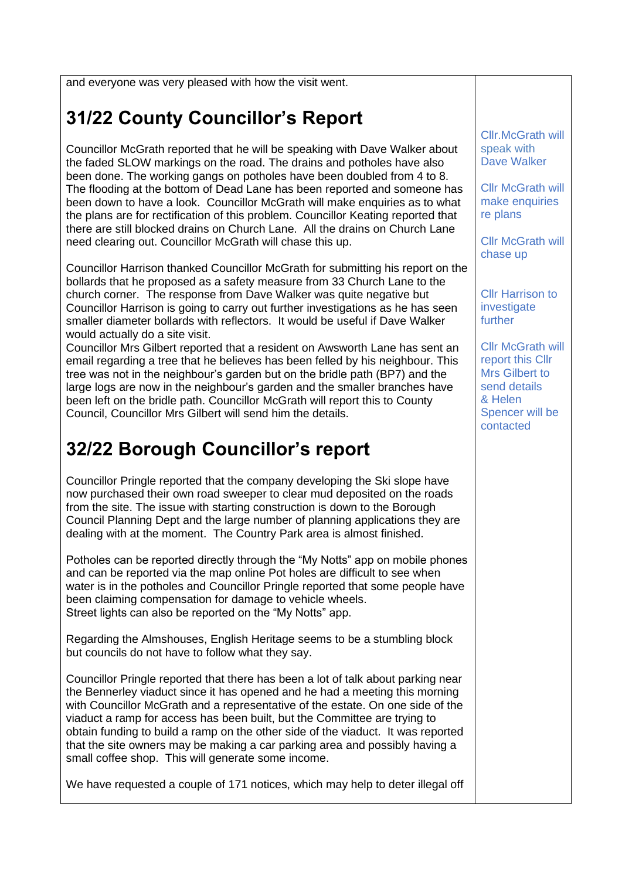| | |
|---|---|
| and everyone was very pleased with how the visit went. | |
| **31/22 County Councillor's Report** | |
| Councillor McGrath reported that he will be speaking with Dave Walker about the faded SLOW markings on the road. The drains and potholes have also been done. The working gangs on potholes have been doubled from 4 to 8. The flooding at the bottom of Dead Lane has been reported and someone has been down to have a look. Councillor McGrath will make enquiries as to what the plans are for rectification of this problem. Councillor Keating reported that there are still blocked drains on Church Lane. All the drains on Church Lane need clearing out. Councillor McGrath will chase this up. | Cllr.McGrath will speak with Dave Walker<br><br>Cllr McGrath will make enquiries re plans<br><br>Cllr McGrath will chase up |
| Councillor Harrison thanked Councillor McGrath for submitting his report on the bollards that he proposed as a safety measure from 33 Church Lane to the church corner. The response from Dave Walker was quite negative but Councillor Harrison is going to carry out further investigations as he has seen smaller diameter bollards with reflectors. It would be useful if Dave Walker would actually do a site visit.<br>Councillor Mrs Gilbert reported that a resident on Awsworth Lane has sent an email regarding a tree that he believes has been felled by his neighbour. This tree was not in the neighbour's garden but on the bridle path (BP7) and the large logs are now in the neighbour's garden and the smaller branches have been left on the bridle path. Councillor McGrath will report this to County Council, Councillor Mrs Gilbert will send him the details. | Cllr Harrison to investigate further<br><br>Cllr McGrath will report this Cllr Mrs Gilbert to send details & Helen Spencer will be contacted |
| **32/22 Borough Councillor's report** | |
| Councillor Pringle reported that the company developing the Ski slope have now purchased their own road sweeper to clear mud deposited on the roads from the site. The issue with starting construction is down to the Borough Council Planning Dept and the large number of planning applications they are dealing with at the moment. The Country Park area is almost finished.<br><br>Potholes can be reported directly through the "My Notts" app on mobile phones and can be reported via the map online Pot holes are difficult to see when water is in the potholes and Councillor Pringle reported that some people have been claiming compensation for damage to vehicle wheels.<br>Street lights can also be reported on the "My Notts" app.<br><br>Regarding the Almshouses, English Heritage seems to be a stumbling block but councils do not have to follow what they say.<br><br>Councillor Pringle reported that there has been a lot of talk about parking near the Bennerley viaduct since it has opened and he had a meeting this morning with Councillor McGrath and a representative of the estate. On one side of the viaduct a ramp for access has been built, but the Committee are trying to obtain funding to build a ramp on the other side of the viaduct. It was reported that the site owners may be making a car parking area and possibly having a small coffee shop. This will generate some income.<br><br>We have requested a couple of 171 notices, which may help to deter illegal off | |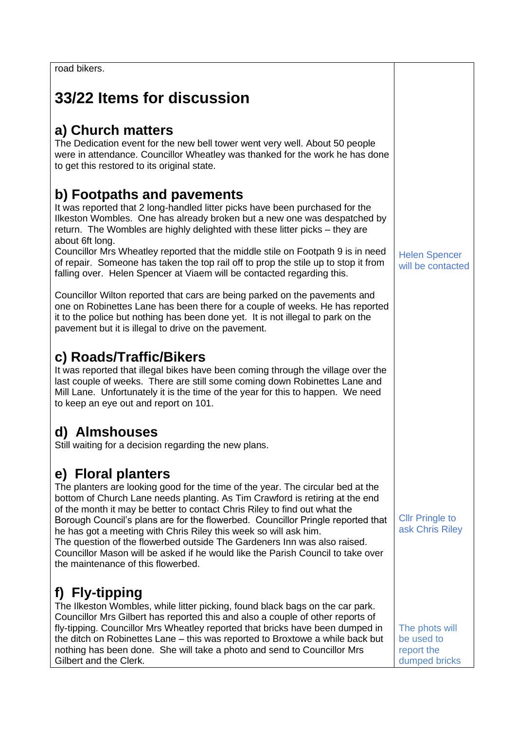road bikers.

## 33/22 Items for discussion

### a) Church matters

The Dedication event for the new bell tower went very well. About 50 people were in attendance. Councillor Wheatley was thanked for the work he has done to get this restored to its original state.

### b) Footpaths and pavements

It was reported that 2 long-handled litter picks have been purchased for the Ilkeston Wombles. One has already broken but a new one was despatched by return. The Wombles are highly delighted with these litter picks – they are about 6ft long.

Councillor Mrs Wheatley reported that the middle stile on Footpath 9 is in need of repair. Someone has taken the top rail off to prop the stile up to stop it from falling over. Helen Spencer at Viaem will be contacted regarding this.

*Action: Helen Spencer will be contacted*

Councillor Wilton reported that cars are being parked on the pavements and one on Robinettes Lane has been there for a couple of weeks. He has reported it to the police but nothing has been done yet. It is not illegal to park on the pavement but it is illegal to drive on the pavement.

### c) Roads/Traffic/Bikers

It was reported that illegal bikes have been coming through the village over the last couple of weeks. There are still some coming down Robinettes Lane and Mill Lane. Unfortunately it is the time of the year for this to happen. We need to keep an eye out and report on 101.

### d) Almshouses

Still waiting for a decision regarding the new plans.

### e) Floral planters

The planters are looking good for the time of the year. The circular bed at the bottom of Church Lane needs planting. As Tim Crawford is retiring at the end of the month it may be better to contact Chris Riley to find out what the Borough Council's plans are for the flowerbed. Councillor Pringle reported that he has got a meeting with Chris Riley this week so will ask him.

*Action: Cllr Pringle to ask Chris Riley*

The question of the flowerbed outside The Gardeners Inn was also raised. Councillor Mason will be asked if he would like the Parish Council to take over the maintenance of this flowerbed.

### f) Fly-tipping

The Ilkeston Wombles, while litter picking, found black bags on the car park. Councillor Mrs Gilbert has reported this and also a couple of other reports of fly-tipping. Councillor Mrs Wheatley reported that bricks have been dumped in the ditch on Robinettes Lane – this was reported to Broxtowe a while back but nothing has been done. She will take a photo and send to Councillor Mrs Gilbert and the Clerk.

*Action: The phots will be used to report the dumped bricks*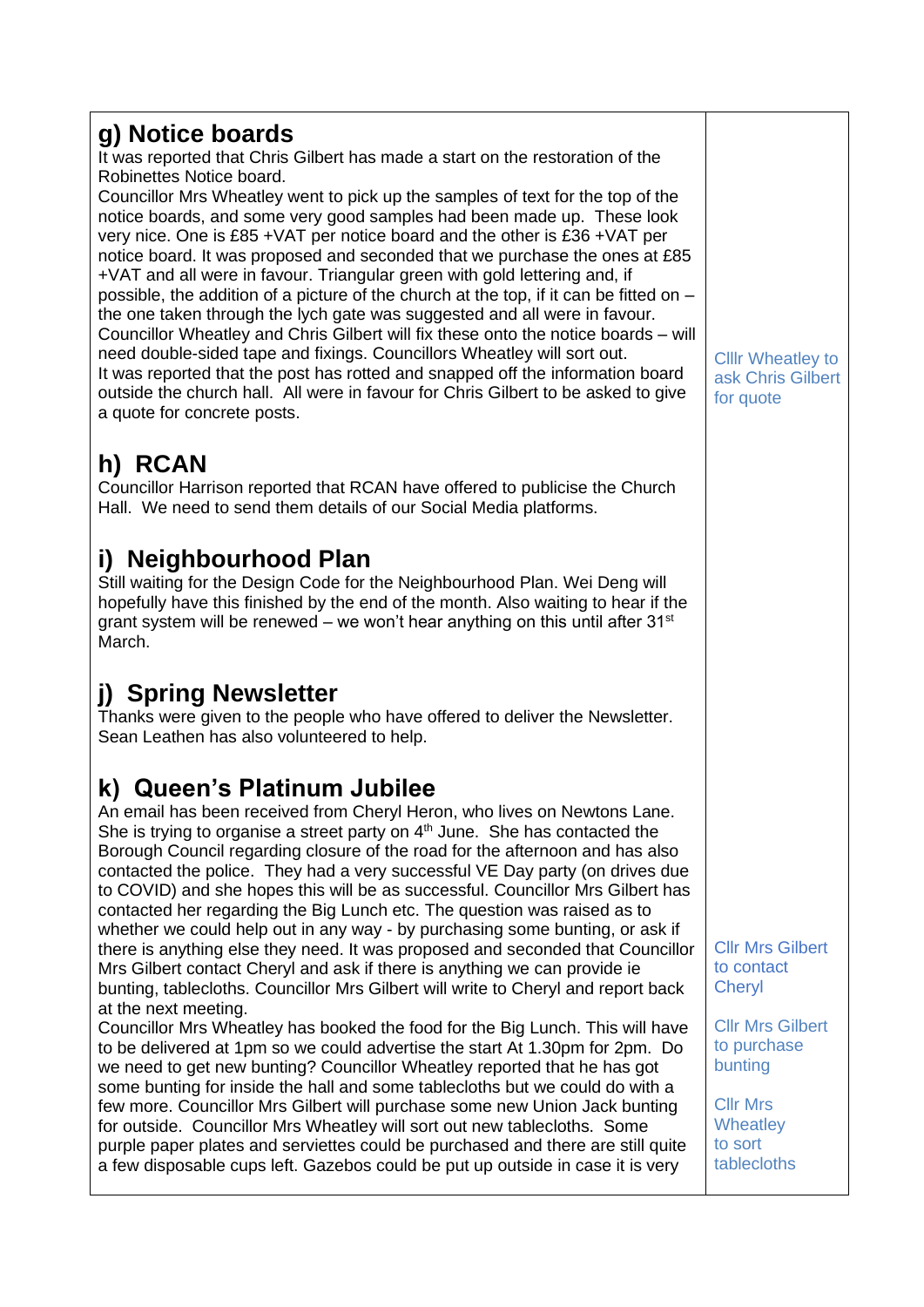| | |
|---|---|
| **g) Notice boards**<br>It was reported that Chris Gilbert has made a start on the restoration of the Robinettes Notice board.<br>Councillor Mrs Wheatley went to pick up the samples of text for the top of the notice boards, and some very good samples had been made up. These look very nice. One is £85 +VAT per notice board and the other is £36 +VAT per notice board. It was proposed and seconded that we purchase the ones at £85 +VAT and all were in favour. Triangular green with gold lettering and, if possible, the addition of a picture of the church at the top, if it can be fitted on – the one taken through the lych gate was suggested and all were in favour.<br>Councillor Wheatley and Chris Gilbert will fix these onto the notice boards – will need double-sided tape and fixings. Councillors Wheatley will sort out.<br>It was reported that the post has rotted and snapped off the information board outside the church hall. All were in favour for Chris Gilbert to be asked to give a quote for concrete posts. | Clllr Wheatley to ask Chris Gilbert for quote |
| **h) RCAN**<br>Councillor Harrison reported that RCAN have offered to publicise the Church Hall. We need to send them details of our Social Media platforms. | |
| **i) Neighbourhood Plan**<br>Still waiting for the Design Code for the Neighbourhood Plan. Wei Deng will hopefully have this finished by the end of the month. Also waiting to hear if the grant system will be renewed – we won't hear anything on this until after 31st March. | |
| **j) Spring Newsletter**<br>Thanks were given to the people who have offered to deliver the Newsletter. Sean Leathen has also volunteered to help. | |
| **k) Queen's Platinum Jubilee**<br>An email has been received from Cheryl Heron, who lives on Newtons Lane. She is trying to organise a street party on 4th June. She has contacted the Borough Council regarding closure of the road for the afternoon and has also contacted the police. They had a very successful VE Day party (on drives due to COVID) and she hopes this will be as successful. Councillor Mrs Gilbert has contacted her regarding the Big Lunch etc. The question was raised as to whether we could help out in any way - by purchasing some bunting, or ask if there is anything else they need. It was proposed and seconded that Councillor Mrs Gilbert contact Cheryl and ask if there is anything we can provide ie bunting, tablecloths. Councillor Mrs Gilbert will write to Cheryl and report back at the next meeting.<br>Councillor Mrs Wheatley has booked the food for the Big Lunch. This will have to be delivered at 1pm so we could advertise the start At 1.30pm for 2pm. Do we need to get new bunting? Councillor Wheatley reported that he has got some bunting for inside the hall and some tablecloths but we could do with a few more. Councillor Mrs Gilbert will purchase some new Union Jack bunting for outside. Councillor Mrs Wheatley will sort out new tablecloths. Some purple paper plates and serviettes could be purchased and there are still quite a few disposable cups left. Gazebos could be put up outside in case it is very | Cllr Mrs Gilbert to contact Cheryl<br><br>Cllr Mrs Gilbert to purchase bunting<br><br>Cllr Mrs Wheatley to sort tablecloths |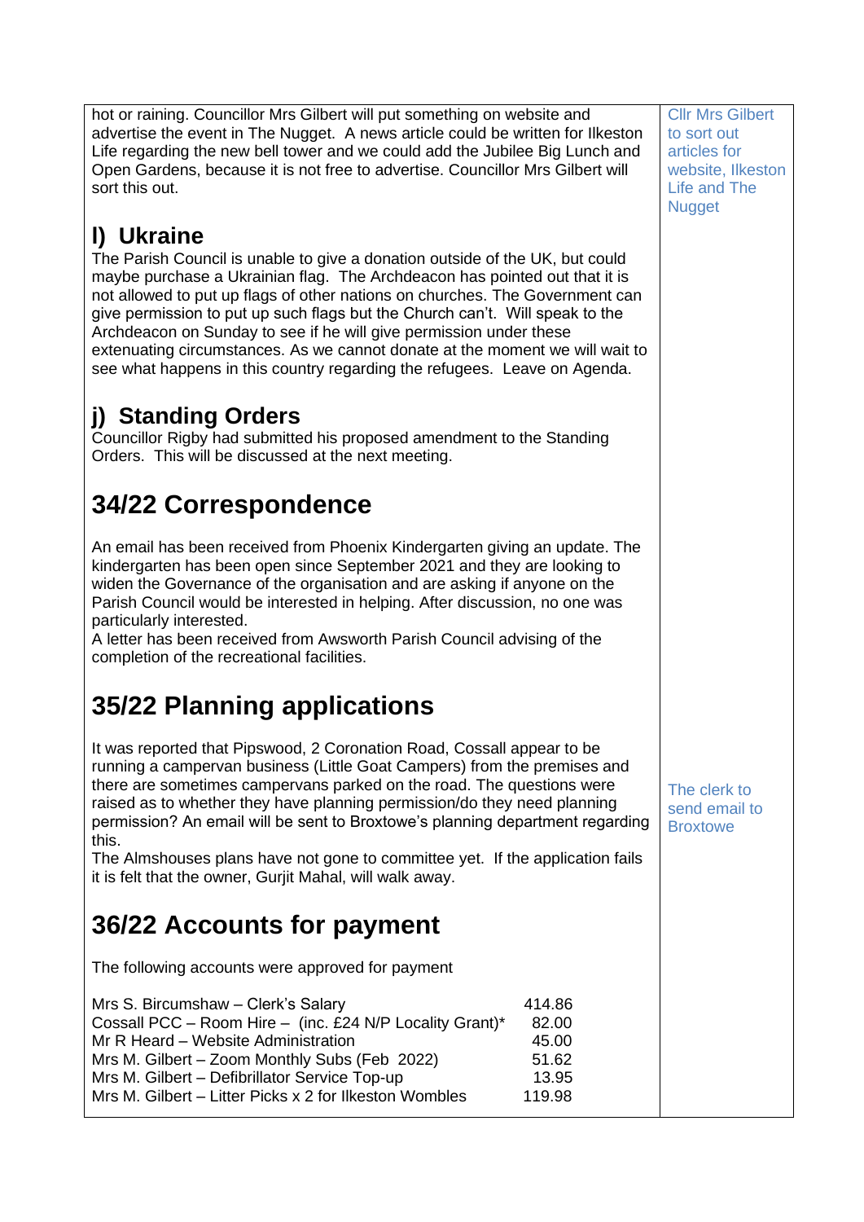| | |
|---|---|
| hot or raining. Councillor Mrs Gilbert will put something on website and advertise the event in The Nugget. A news article could be written for Ilkeston Life regarding the new bell tower and we could add the Jubilee Big Lunch and Open Gardens, because it is not free to advertise. Councillor Mrs Gilbert will sort this out. | Cllr Mrs Gilbert to sort out articles for website, Ilkeston Life and The Nugget |

## I) Ukraine

The Parish Council is unable to give a donation outside of the UK, but could maybe purchase a Ukrainian flag. The Archdeacon has pointed out that it is not allowed to put up flags of other nations on churches. The Government can give permission to put up such flags but the Church can't. Will speak to the Archdeacon on Sunday to see if he will give permission under these extenuating circumstances. As we cannot donate at the moment we will wait to see what happens in this country regarding the refugees. Leave on Agenda.

## j) Standing Orders

Councillor Rigby had submitted his proposed amendment to the Standing Orders. This will be discussed at the next meeting.

# 34/22 Correspondence

An email has been received from Phoenix Kindergarten giving an update. The kindergarten has been open since September 2021 and they are looking to widen the Governance of the organisation and are asking if anyone on the Parish Council would be interested in helping. After discussion, no one was particularly interested.
A letter has been received from Awsworth Parish Council advising of the completion of the recreational facilities.

# 35/22 Planning applications

| | |
|---|---|
| It was reported that Pipswood, 2 Coronation Road, Cossall appear to be running a campervan business (Little Goat Campers) from the premises and there are sometimes campervans parked on the road. The questions were raised as to whether they have planning permission/do they need planning permission? An email will be sent to Broxtowe's planning department regarding this. | The clerk to send email to Broxtowe |

The Almshouses plans have not gone to committee yet. If the application fails it is felt that the owner, Gurjit Mahal, will walk away.

# 36/22 Accounts for payment

The following accounts were approved for payment

| | |
|---|---|
| Mrs S. Bircumshaw – Clerk's Salary | 414.86 |
| Cossall PCC – Room Hire – (inc. £24 N/P Locality Grant)* | 82.00 |
| Mr R Heard – Website Administration | 45.00 |
| Mrs M. Gilbert – Zoom Monthly Subs (Feb 2022) | 51.62 |
| Mrs M. Gilbert – Defibrillator Service Top-up | 13.95 |
| Mrs M. Gilbert – Litter Picks x 2 for Ilkeston Wombles | 119.98 |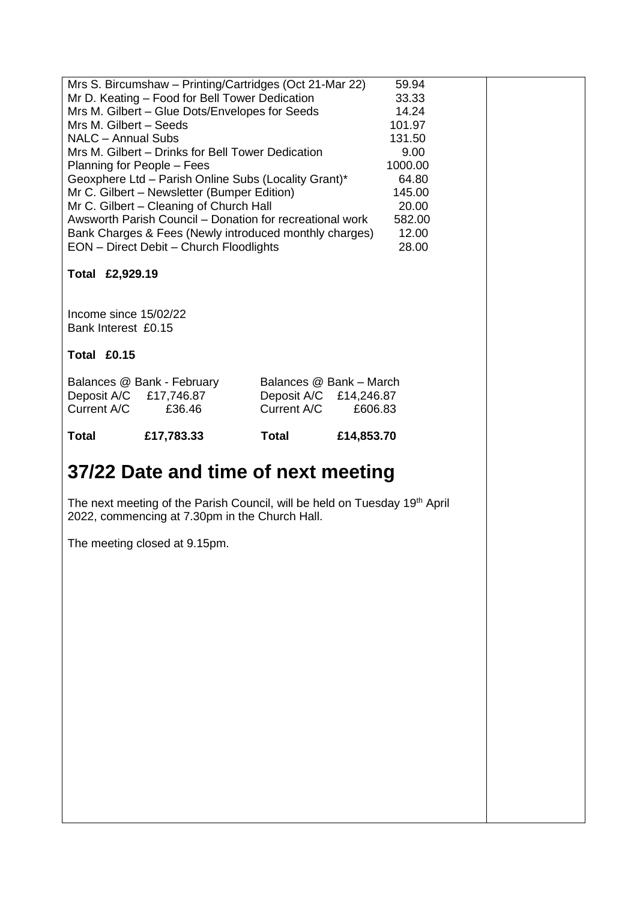| | |
|---|---|
| Mrs S. Bircumshaw – Printing/Cartridges (Oct 21-Mar 22) | 59.94 |
| Mr D. Keating – Food for Bell Tower Dedication | 33.33 |
| Mrs M. Gilbert – Glue Dots/Envelopes for Seeds | 14.24 |
| Mrs M. Gilbert – Seeds | 101.97 |
| NALC – Annual Subs | 131.50 |
| Mrs M. Gilbert – Drinks for Bell Tower Dedication | 9.00 |
| Planning for People – Fees | 1000.00 |
| Geoxphere Ltd – Parish Online Subs (Locality Grant)* | 64.80 |
| Mr C. Gilbert – Newsletter (Bumper Edition) | 145.00 |
| Mr C. Gilbert – Cleaning of Church Hall | 20.00 |
| Awsworth Parish Council – Donation for recreational work | 582.00 |
| Bank Charges & Fees (Newly introduced monthly charges) | 12.00 |
| EON – Direct Debit – Church Floodlights | 28.00 |

**Total £2,929.19**

Income since 15/02/22
Bank Interest £0.15

**Total £0.15**

| Balances @ Bank - February | | Balances @ Bank – March | |
|---|---|---|---|
| Deposit A/C | £17,746.87 | Deposit A/C | £14,246.87 |
| Current A/C | £36.46 | Current A/C | £606.83 |
| **Total** | **£17,783.33** | **Total** | **£14,853.70** |

# 37/22 Date and time of next meeting

The next meeting of the Parish Council, will be held on Tuesday 19th April 2022, commencing at 7.30pm in the Church Hall.

The meeting closed at 9.15pm.